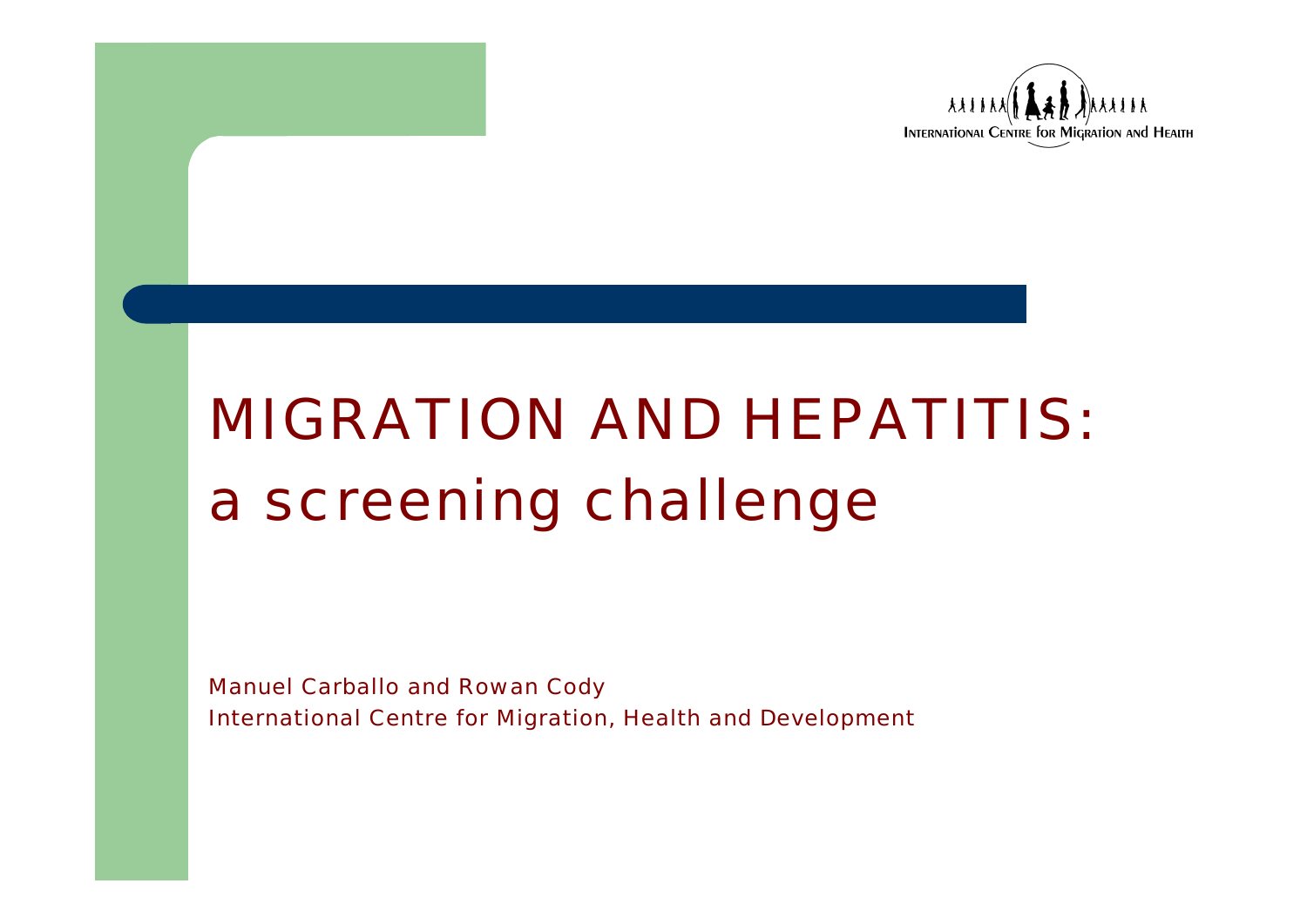INTERNATIONAL CENTRE FOR MIGRATION AND HEALTH

# MIGRATION AND HEPATITIS: a screening challenge

Manuel Carballo and Rowan Cody

International Centre for Migration, Health and Development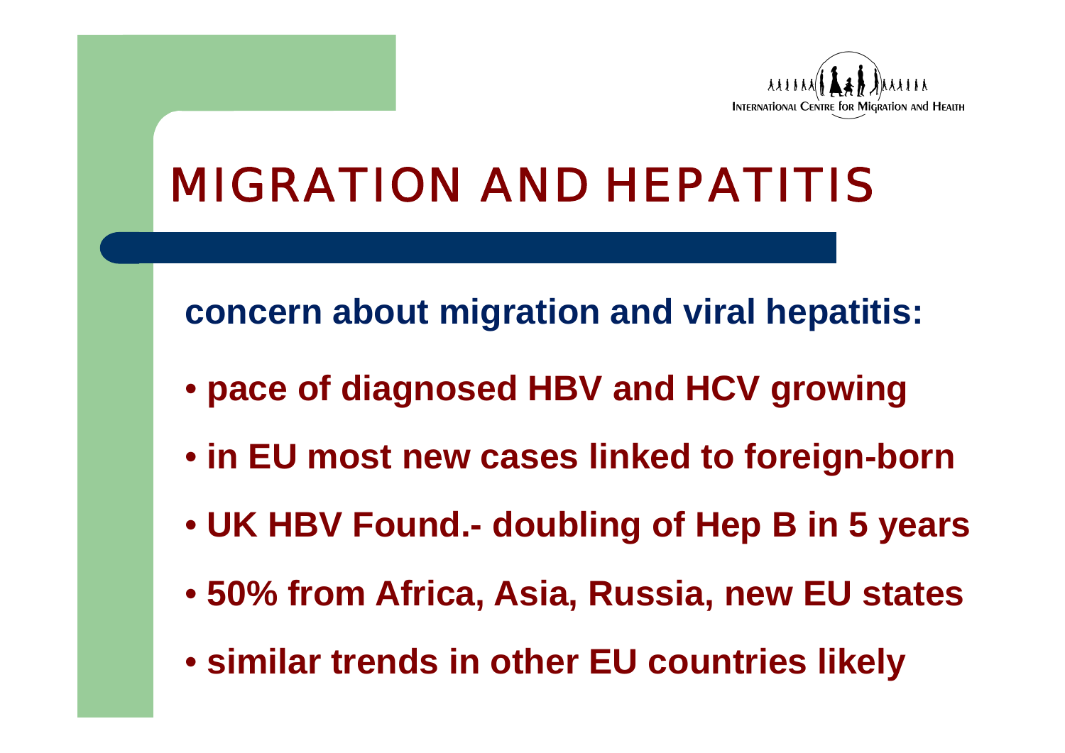# MIGRATION AND HEPATITIS

**concern about migration and viral hepatitis:**

- **pace of diagnosed HBV and HCV growing**
- **in EU most new cases linked to foreign-born**
- **UK HBV Found.- doubling of Hep B in 5 years**
- **50% from Africa, Asia, Russia, new EU states**
- **similar trends in other EU countries likely**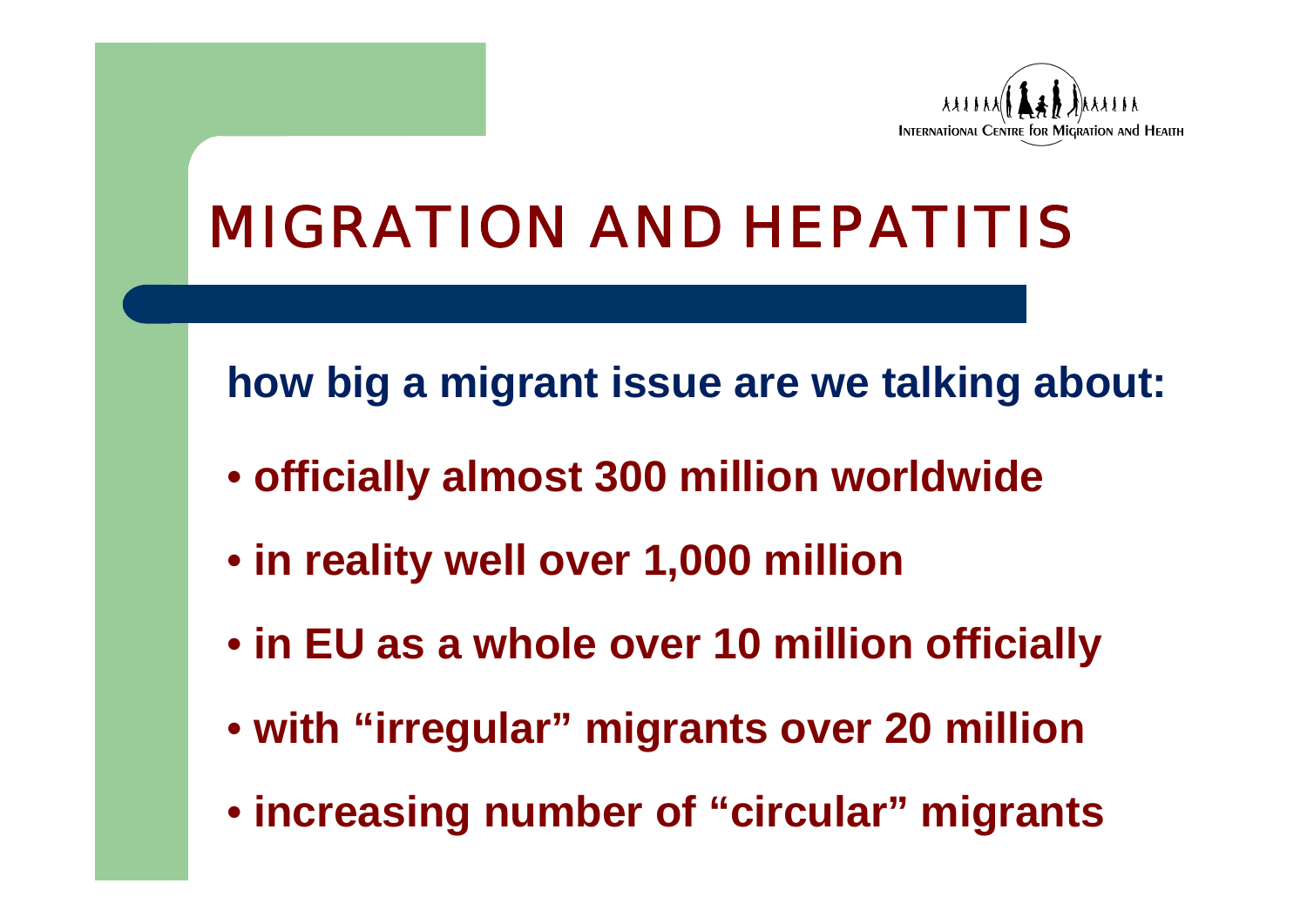# MIGRATION AND HEPATITIS

**how big a migrant issue are we talking about:**

- **officially almost 300 million worldwide**
- **in reality well over 1,000 million**
- **in EU as a whole over 10 million officially**
- **with "irregular" migrants over 20 million**
- **increasing number of "circular" migrants**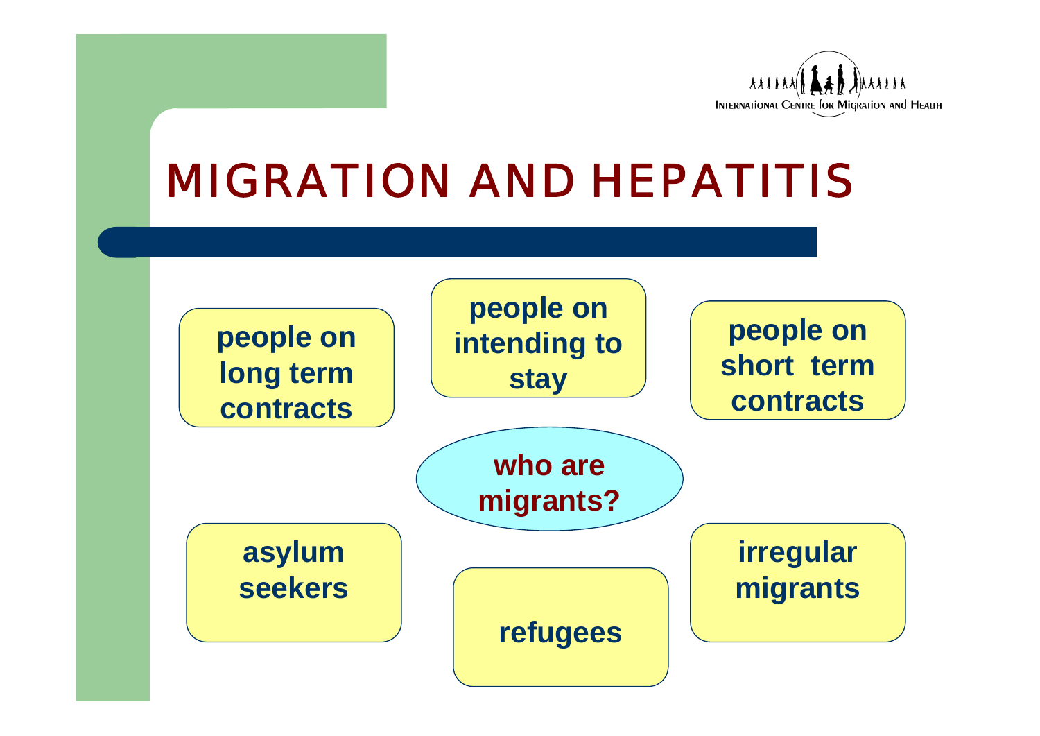# MIGRATION AND HEPATITIS

**who are migrants?**

- **people on long term contracts**
- **people on intending to stay**
- **people on short term contracts**
- **asylum seekers**
- **refugees**
- **irregular migrants**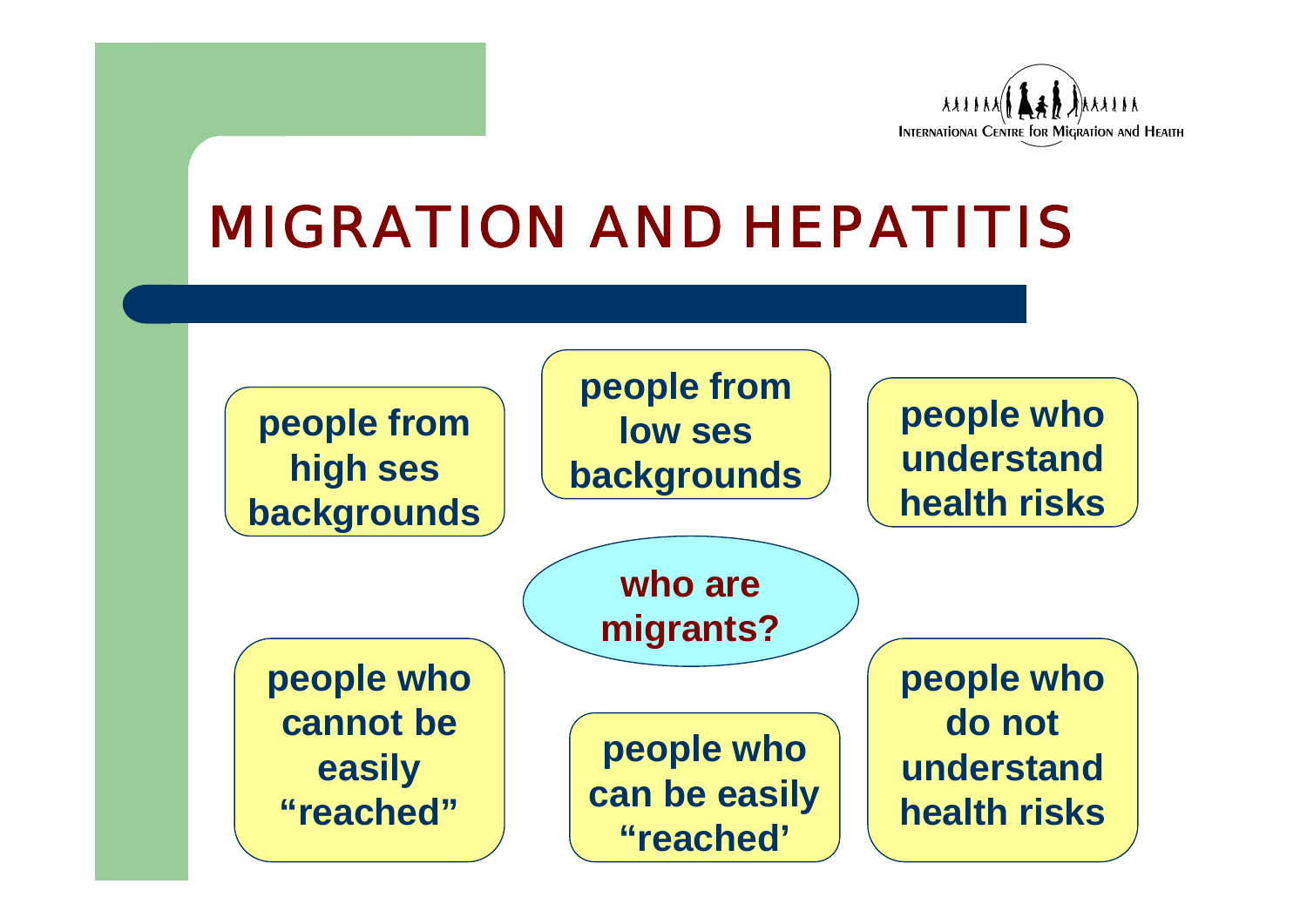# MIGRATION AND HEPATITIS

**who are migrants?**

- **people from high ses backgrounds**
- **people from low ses backgrounds**
- **people who understand health risks**
- **people who cannot be easily "reached"**
- **people who can be easily "reached'**
- **people who do not understand health risks**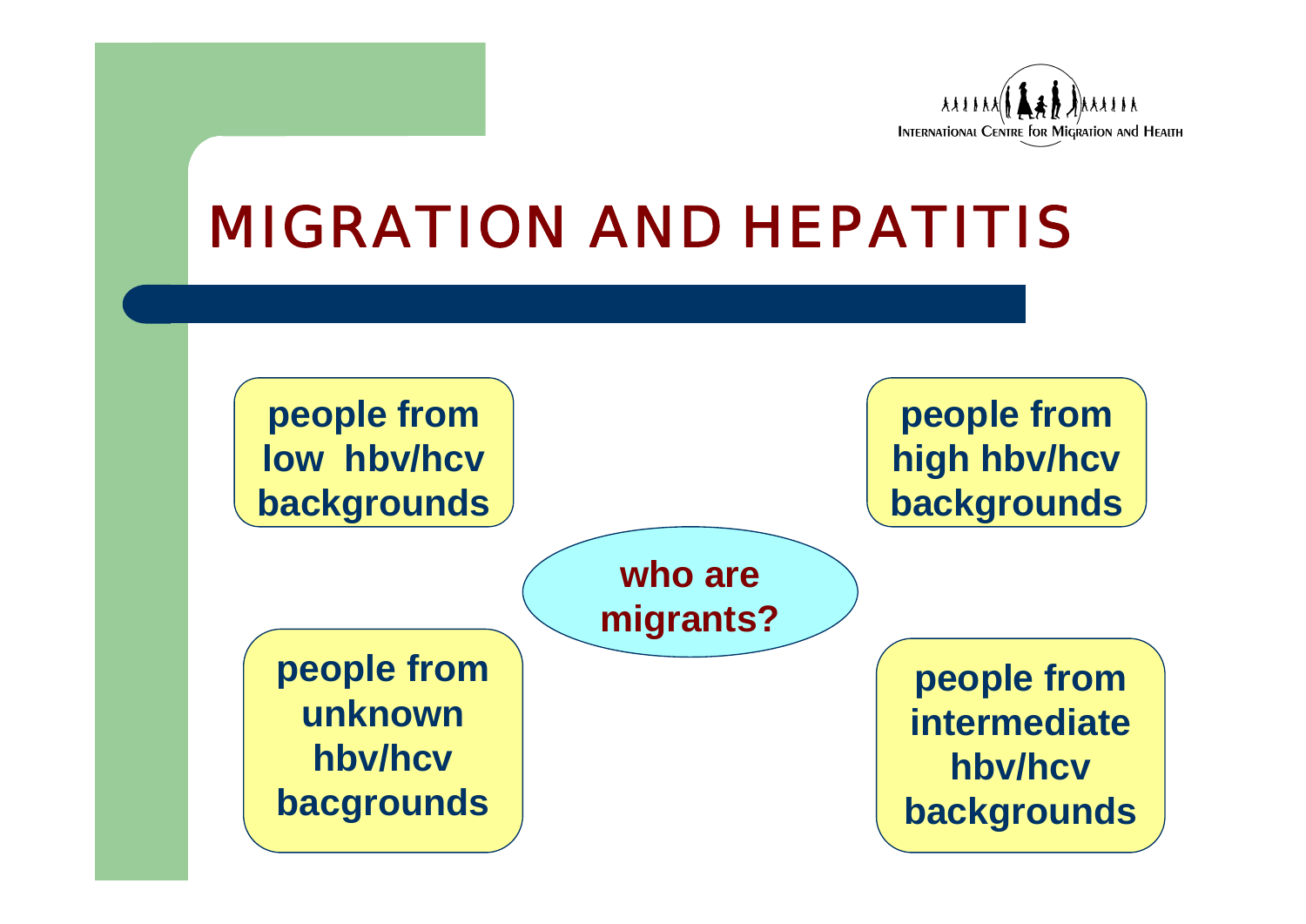# MIGRATION AND HEPATITIS

**who are migrants?**

**people from low hbv/hcv backgrounds**

**people from high hbv/hcv backgrounds**

**people from unknown hbv/hcv bacgrounds**

**people from intermediate hbv/hcv backgrounds**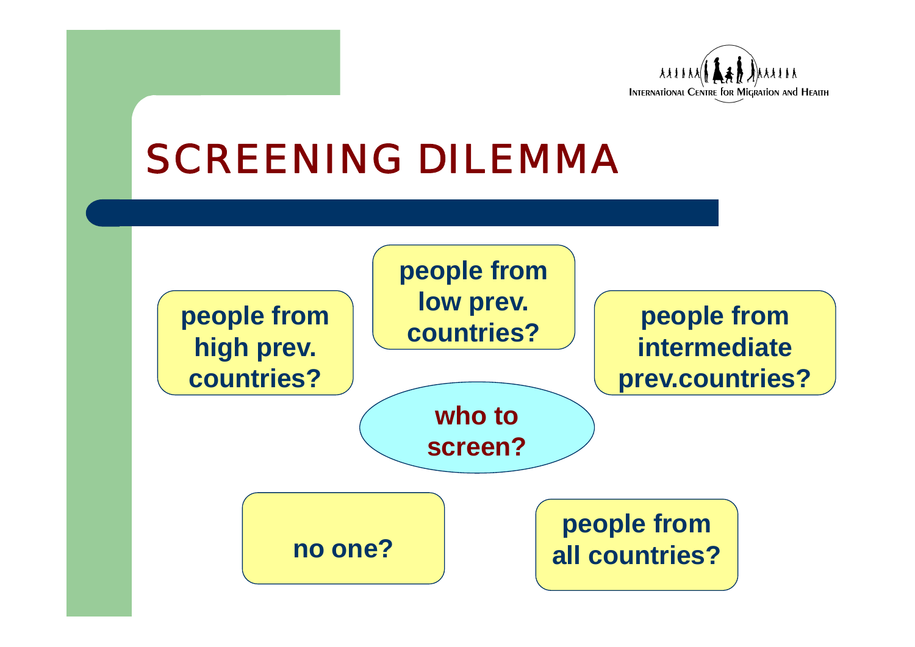# SCREENING DILEMMA

**who to screen?**

- **people from high prev. countries?**
- **people from low prev. countries?**
- **people from intermediate prev.countries?**
- **no one?**
- **people from all countries?**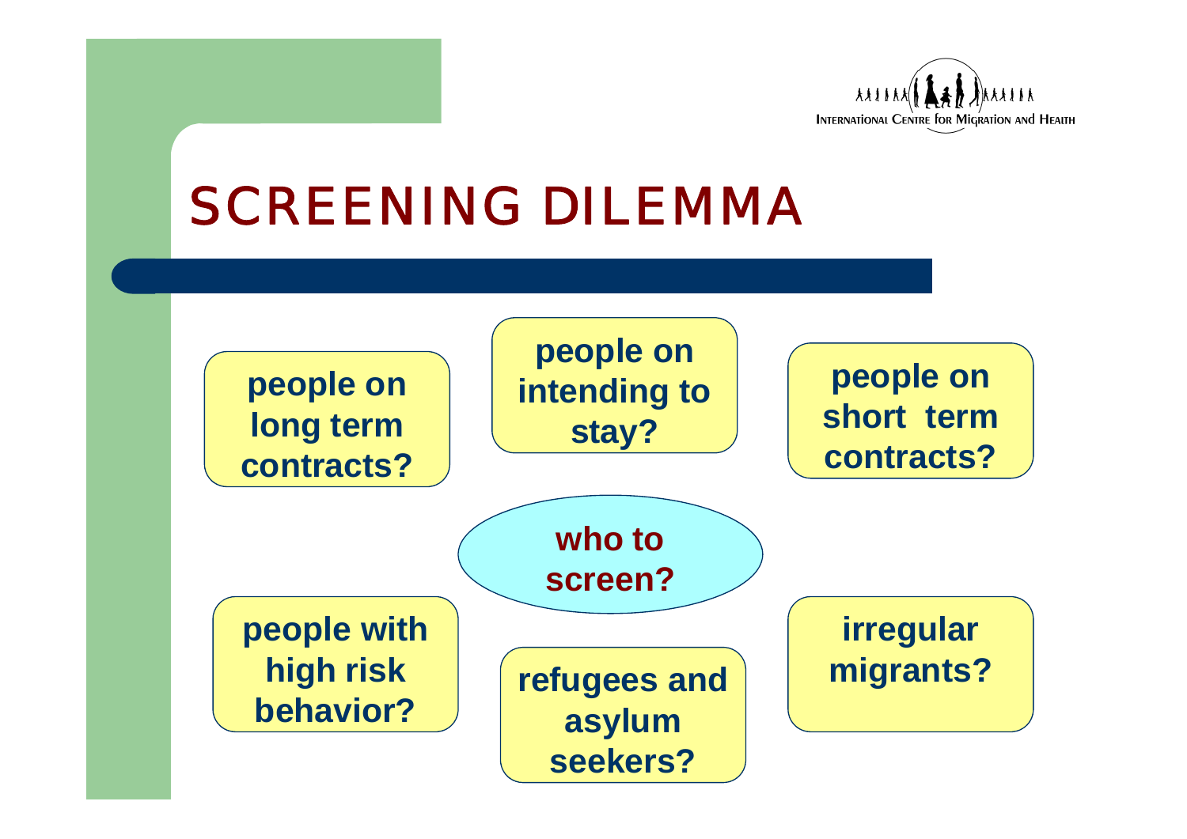# SCREENING DILEMMA

**who to screen?**

- **people on long term contracts?**
- **people on intending to stay?**
- **people on short term contracts?**
- **people with high risk behavior?**
- **refugees and asylum seekers?**
- **irregular migrants?**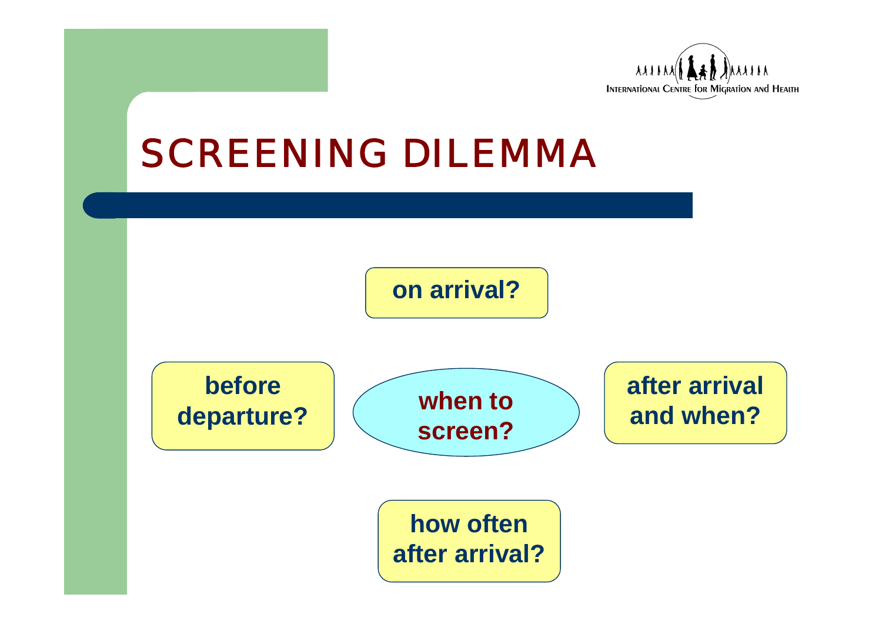# SCREENING DILEMMA

**when to screen?**

**on arrival?**

**before departure?**

**after arrival and when?**

**how often after arrival?**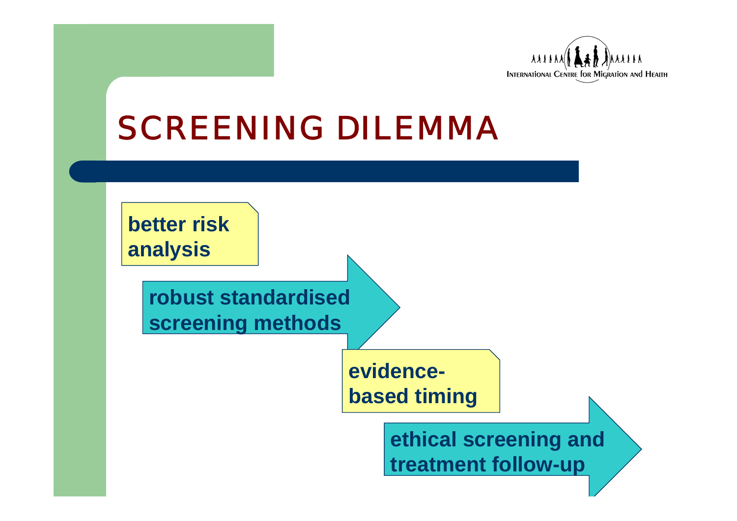# SCREENING DILEMMA

**better risk analysis**

**robust standardised screening methods**

**evidence-based timing**

**ethical screening and treatment follow-up**